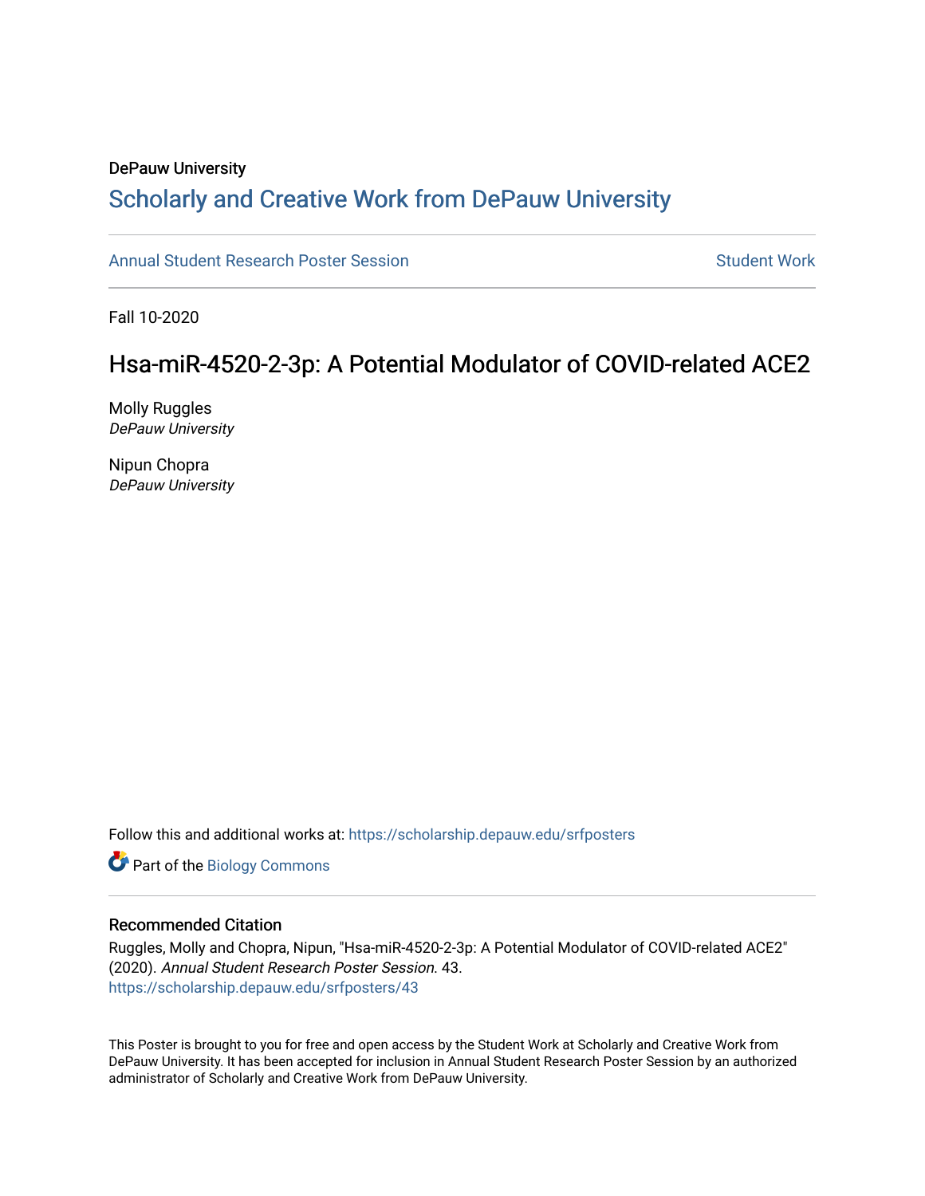DePauw University

# Scholarly and Creative Work from DePauw University

Annual Student Research Poster Session | Student Work

Fall 10-2020

## Hsa-miR-4520-2-3p: A Potential Modulator of COVID-related ACE2

Molly Ruggles
*DePauw University*

Nipun Chopra
*DePauw University*

Follow this and additional works at: https://scholarship.depauw.edu/srfposters

Part of the Biology Commons

### Recommended Citation

Ruggles, Molly and Chopra, Nipun, "Hsa-miR-4520-2-3p: A Potential Modulator of COVID-related ACE2" (2020). *Annual Student Research Poster Session*. 43.
https://scholarship.depauw.edu/srfposters/43

This Poster is brought to you for free and open access by the Student Work at Scholarly and Creative Work from DePauw University. It has been accepted for inclusion in Annual Student Research Poster Session by an authorized administrator of Scholarly and Creative Work from DePauw University.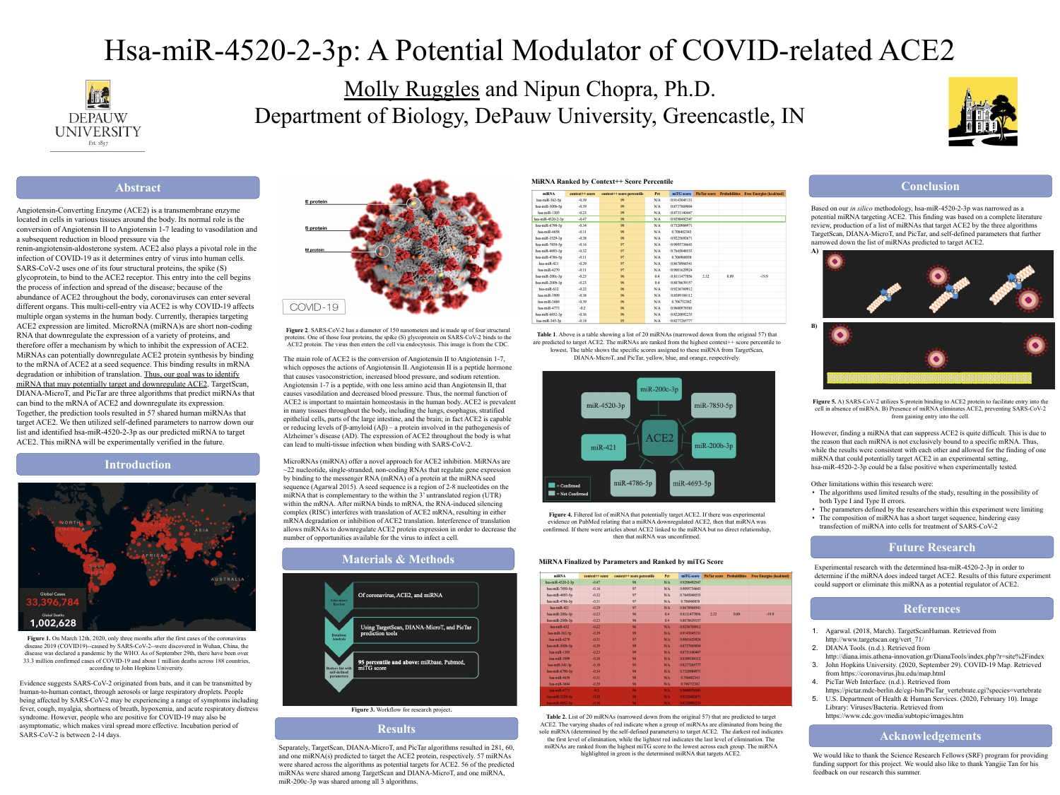# Hsa-miR-4520-2-3p: A Potential Modulator of COVID-related ACE2

Molly Ruggles and Nipun Chopra, Ph.D.

Department of Biology, DePauw University, Greencastle, IN

## Abstract

Angiotensin-Converting Enzyme (ACE2) is a transmembrane enzyme located in cells in various tissues around the body. Its normal role is the conversion of Angiotensin II to Angiotensin 1-7 leading to vasodilation and a subsequent reduction in blood pressure via the renin-angiotensin-aldosterone system. ACE2 also plays a pivotal role in the infection of COVID-19 as it determines entry of virus into human cells. SARS-CoV-2 uses one of its four structural proteins, the spike (S) glycoprotein, to bind to the ACE2 receptor. This entry into the cell begins the process of infection and spread of the disease; because of the abundance of ACE2 throughout the body, coronaviruses can enter several different organs. This multi-cell-entry via ACE2 is why COVID-19 affects multiple organ systems in the human body. Currently, therapies targeting ACE2 expression are limited. MicroRNA (miRNA)s are short non-coding RNA that downregulate the expression of a variety of proteins, and therefore offer a mechanism by which to inhibit the expression of ACE2. MiRNAs can potentially downregulate ACE2 protein synthesis by binding to the mRNA of ACE2 at a seed sequence. This binding results in mRNA degradation or inhibition of translation. Thus, our goal was to identify miRNA that may potentially target and downregulate ACE2. TargetScan, DIANA-MicroT, and PicTar are three algorithms that predict miRNAs that can bind to the mRNA of ACE2 and downregulate its expression. Together, the prediction tools resulted in 57 shared human miRNAs that target ACE2. We then utilized self-defined parameters to narrow down our list and identified hsa-miR-4520-2-3p as our predicted miRNA to target ACE2. This miRNA will be experimentally verified in the future.

## Introduction

Global Cases
33,396,784
Global Deaths
1,002,628

NORTH AMERICA
ASIA
AFRICA
AUSTRALIA

**Figure 1.** On March 12th, 2020, only three months after the first cases of the coronavirus disease 2019 (COVID19)--caused by SARS-CoV-2--were discovered in Wuhan, China, the disease was declared a pandemic by the WHO. As of September 29th, there have been over 33.3 million confirmed cases of COVID-19 and about 1 million deaths across 188 countries, according to John Hopkins University.

Evidence suggests SARS-CoV-2 originated from bats, and it can be transmitted by human-to-human contact, through aerosols or large respiratory droplets. People being affected by SARS-CoV-2 may be experiencing a range of symptoms including fever, cough, myalgia, shortness of breath, hypoxemia, and acute respiratory distress syndrome. However, people who are positive for COVID-19 may also be asymptomatic, which makes viral spread more effective. Incubation period of SARS-CoV-2 is between 2-14 days.

E protein
S protein
M protein
COVID-19

**Figure 2**. SARS-CoV-2 has a diameter of 150 nanometers and is made up of four structural proteins. One of those four proteins, the spike (S) glycoprotein on SARS-CoV-2 binds to the ACE2 protein. The virus then enters the cell via endocytosis. This image is from the CDC.

The main role of ACE2 is the conversion of Angiotensin II to Angiotensin 1-7, which opposes the actions of Angiotensin II. Angiotensin II is a peptide hormone that causes vasoconstriction, increased blood pressure, and sodium retention. Angiotensin 1-7 is a peptide, with one less amino acid than Angiotensin II, that causes vasodilation and decreased blood pressure. Thus, the normal function of ACE2 is important to maintain homeostasis in the human body. ACE2 is prevalent in many tissues throughout the body, including the lungs, esophagus, stratified epithelial cells, parts of the large intestine, and the brain; in fact ACE2 is capable or reducing levels of β-amyloid (Aβ) – a protein involved in the pathogenesis of Alzheimer's disease (AD). The expression of ACE2 throughout the body is what can lead to multi-tissue infection when binding with SARS-CoV-2.

MicroRNAs (miRNA) offer a novel approach for ACE2 inhibition. MiRNAs are ~22 nucleotide, single-stranded, non-coding RNAs that regulate gene expression by binding to the messenger RNA (mRNA) of a protein at the miRNA seed sequence (Agarwal 2015). A seed sequence is a region of 2-8 nucleotides on the miRNA that is complementary to the within the 3' untranslated region (UTR) within the mRNA. After miRNA binds to mRNA, the RNA-induced silencing complex (RISC) interferes with translation of ACE2 mRNA, resulting in either mRNA degradation or inhibition of ACE2 translation. Interference of translation allows miRNAs to downregulate ACE2 protein expression in order to decrease the number of opportunities available for the virus to infect a cell.

## Materials & Methods

Literature Review — Of coronavirus, ACE2, and miRNA

Database Analysis — Using TargetScan, DIANA-MicroT, and PicTar prediction tools

Reduce list with self-defined parameters — 95 percentile and above: miRbase, Pubmed, miTG score

**Figure 3.** Workflow for research project.

## Results

Separately, TargetScan, DIANA-MicroT, and PicTar algorithms resulted in 281, 60, and one miRNA(s) predicted to target the ACE2 protein, respectively. 57 miRNAs were shared across the algorithms as potential targets for ACE2. 56 of the predicted miRNAs were shared among TargetScan and DIANA-MicroT, and one miRNA, miR-200c-3p was shared among all 3 algorithms.

### MiRNA Ranked by Context++ Score Percentile

| miRNA | context++ score | context++ score percentile | Pct | miTG score | PicTar score | Probabilities | Free Energies (kcal/mol) |
|---|---|---|---|---|---|---|---|
| hsa-miR-362-5p | -0.39 | 99 | N/A | 0.9143645131 | | | |
| hsa-miR-500b-3p | -0.39 | 99 | N/A | 0.8737869904 | | | |
| hsa-miR-1305 | -0.23 | 99 | N/A | 0.8731140447 | | | |
| hsa-miR-4520-2-3p | -0.47 | 98 | N/A | 0.9208492547 | | | |
| hsa-miR-4790-5p | -0.34 | 98 | N/A | 0.7320984971 | | | |
| hsa-miR-4658 | -0.31 | 98 | N/A | 0.708402343 | | | |
| hsa-miR-3529-3p | -0.28 | 98 | N/A | 0.9225692671 | | | |
| hsa-miR-7850-5p | -0.16 | 97 | N/A | 0.9005734643 | | | |
| hsa-miR-4693-5p | -0.32 | 97 | N/A | 0.7645048533 | | | |
| hsa-miR-4786-5p | -0.31 | 97 | N/A | 0.706960858 | | | |
| hsa-miR-421 | -0.29 | 97 | N/A | 0.8678968541 | | | |
| hsa-miR-4270 | -0.31 | 97 | N/A | 0.9001629924 | | | |
| hsa-miR-200c-3p | -0.23 | 96 | 0.4 | 0.8111477856 | 2.32 | 0.89 | -19.9 |
| hsa-miR-200b-3p | -0.23 | 96 | 0.4 | 0.8078639157 | | | |
| hsa-miR-632 | -0.22 | 96 | N/A | 0.9236769912 | | | |
| hsa-miR-1909 | -0.38 | 96 | N/A | 0.8589104112 | | | |
| hsa-miR-3684 | -0.39 | 96 | N/A | 0.706732382 | | | |
| hsa-miR-4773 | -0.2 | 96 | N/A | 0.9660078585 | | | |
| hsa-miR-4852-3p | -0.36 | 96 | N/A | 0.8220092235 | | | |
| hsa-miR-345-3p | -0.18 | 95 | N/A | 0.8277265777 | | | |

**Table 1**. Above is a table showing a list of 20 miRNAs (narrowed down from the original 57) that are predicted to target ACE2. The miRNAs are ranked from the highest context++ score percentile to lowest. The table shows the specific scores assigned to these miRNA from TargetScan, DIANA-MicroT, and PicTar, yellow, blue, and orange, respectively.

miR-200c-3p
miR-4520-3p
miR-7850-5p
ACE2
miR-421
miR-200b-3p
miR-4786-5p
miR-4693-5p
= Confirmed
= Not Confirmed

**Figure 4.** Filtered list of miRNA that potentially target ACE2. If there was experimental evidence on PubMed relating that a miRNA downregulated ACE2, then that miRNA was confirmed. If there were articles about ACE2 linked to the miRNA but no direct relationship, then that miRNA was unconfirmed.

### MiRNA Finalized by Parameters and Ranked by miTG Score

| miRNA | context++ score | context++ score percentile | Pct | miTG score | PicTar score | Probabilities | Free Energies (kcal/mol) |
|---|---|---|---|---|---|---|---|
| hsa-miR-4520-2-3p | -0.47 | 98 | N/A | 0.9208492547 | | | |
| hsa-miR-7850-5p | -0.16 | 97 | N/A | 0.9005734643 | | | |
| hsa-miR-4693-5p | -0.32 | 97 | N/A | 0.7645048533 | | | |
| hsa-miR-4786-5p | -0.31 | 97 | N/A | 0.706960858 | | | |
| hsa-miR-421 | -0.29 | 97 | N/A | 0.8678968541 | | | |
| hsa-miR-200c-3p | -0.23 | 96 | 0.4 | 0.8111477856 | 2.32 | 0.89 | -19.9 |
| hsa-miR-200b-3p | -0.23 | 96 | 0.4 | 0.8078639157 | | | |
| hsa-miR-632 | -0.22 | 96 | N/A | 0.9236769912 | | | |
| hsa-miR-362-5p | -0.39 | 99 | N/A | 0.9143645131 | | | |
| hsa-miR-4270 | -0.31 | 97 | N/A | 0.9001629924 | | | |
| hsa-miR-500b-3p | -0.39 | 99 | N/A | 0.8737869904 | | | |
| hsa-miR-1305 | -0.23 | 99 | N/A | 0.8731140447 | | | |
| hsa-miR-1909 | -0.38 | 96 | N/A | 0.8589104112 | | | |
| hsa-miR-345-3p | -0.18 | 95 | N/A | 0.8277265777 | | | |
| hsa-miR-4790-5p | -0.34 | 98 | N/A | 0.7320984971 | | | |
| hsa-miR-4658 | -0.31 | 98 | N/A | 0.708402343 | | | |
| hsa-miR-3684 | -0.39 | 96 | N/A | 0.706732382 | | | |
| hsa-miR-4773 | -0.2 | 96 | N/A | 0.9660078585 | | | |
| hsa-miR-3529-3p | -0.28 | 98 | N/A | 0.9225692671 | | | |
| hsa-miR-4852-3p | -0.36 | 96 | N/A | 0.8220092235 | | | |

**Table 2.** List of 20 miRNAs (narrowed down from the original 57) that are predicted to target ACE2. The varying shades of red indicate when a group of miRNAs are eliminated from being the sole miRNA (determined by the self-defined parameters) to target ACE2. The darkest red indicates the first level of elimination, while the lightest red indicates the last level of elimination. The miRNAs are ranked from the highest miTG score to the lowest across each group. The miRNA highlighted in green is the determined miRNA that targets ACE2.

## Conclusion

Based on our *in silico* methodology, hsa-miR-4520-2-3p was narrowed as a potential miRNA targeting ACE2. This finding was based on a complete literature review, production of a list of miRNAs that target ACE2 by the three algorithms TargetScan, DIANA-MicroT, and PicTar, and self-defined parameters that further narrowed down the list of miRNAs predicted to target ACE2.

A)

ACE2

B)

**Figure 5.** A) SARS-CoV-2 utilizes S-protein binding to ACE2 protein to facilitate entry into the cell in absence of miRNA. B) Presence of miRNA eliminates ACE2, preventing SARS-CoV-2 from gaining entry into the cell.

However, finding a miRNA that can suppress ACE2 is quite difficult. This is due to the reason that each miRNA is not exclusively bound to a specific mRNA. Thus, while the results were consistent with each other and allowed for the finding of one miRNA that could potentially target ACE2 in an experimental setting, hsa-miR-4520-2-3p could be a false positive when experimentally tested.

Other limitations within this research were:

- The algorithms used limited results of the study, resulting in the possibility of both Type I and Type II errors.
- The parameters defined by the researchers within this experiment were limiting
- The composition of miRNA has a short target sequence, hindering easy transfection of miRNA into cells for treatment of SARS-CoV-2

## Future Research

Experimental research with the determined hsa-miR-4520-2-3p in order to determine if the miRNA does indeed target ACE2. Results of this future experiment could support or eliminate this miRNA as a potential regulator of ACE2.

## References

1. Agarwal. (2018, March). TargetScanHuman. Retrieved from http://www.targetscan.org/vert_71/
2. DIANA Tools. (n.d.). Retrieved from http://diana.imis.athena-innovation.gr/DianaTools/index.php?r=site%2Findex
3. John Hopkins University. (2020, September 29). COVID-19 Map. Retrieved from https://coronavirus.jhu.edu/map.html
4. PicTar Web Interface. (n.d.). Retrieved from https://pictar.mdc-berlin.de/cgi-bin/PicTar_vertebrate.cgi?species=vertebrate
5. U.S. Department of Health & Human Services. (2020, February 10). Image Library: Viruses/Bacteria. Retrieved from https://www.cdc.gov/media/subtopic/images.htm

## Acknowledgements

We would like to thank the Science Research Fellows (SRF) program for providing funding support for this project. We would also like to thank Yangjie Tan for his feedback on our research this summer.